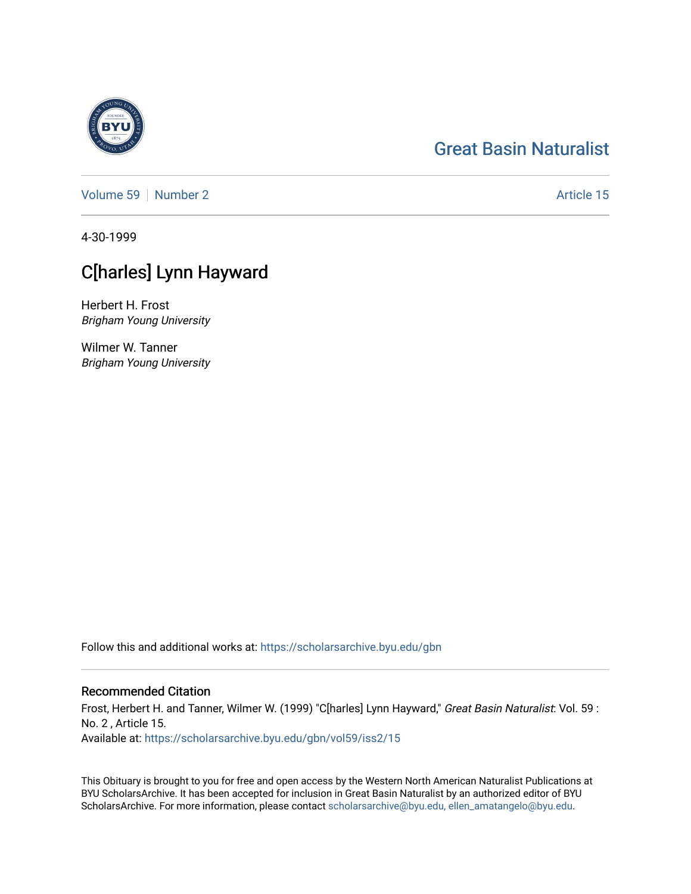Great Basin Naturalist

Volume 59 | Number 2 | Article 15

4-30-1999

# C[harles] Lynn Hayward

Herbert H. Frost
*Brigham Young University*

Wilmer W. Tanner
*Brigham Young University*

Follow this and additional works at: https://scholarsarchive.byu.edu/gbn

## Recommended Citation

Frost, Herbert H. and Tanner, Wilmer W. (1999) "C[harles] Lynn Hayward," *Great Basin Naturalist*: Vol. 59 : No. 2 , Article 15.
Available at: https://scholarsarchive.byu.edu/gbn/vol59/iss2/15

This Obituary is brought to you for free and open access by the Western North American Naturalist Publications at BYU ScholarsArchive. It has been accepted for inclusion in Great Basin Naturalist by an authorized editor of BYU ScholarsArchive. For more information, please contact scholarsarchive@byu.edu, ellen_amatangelo@byu.edu.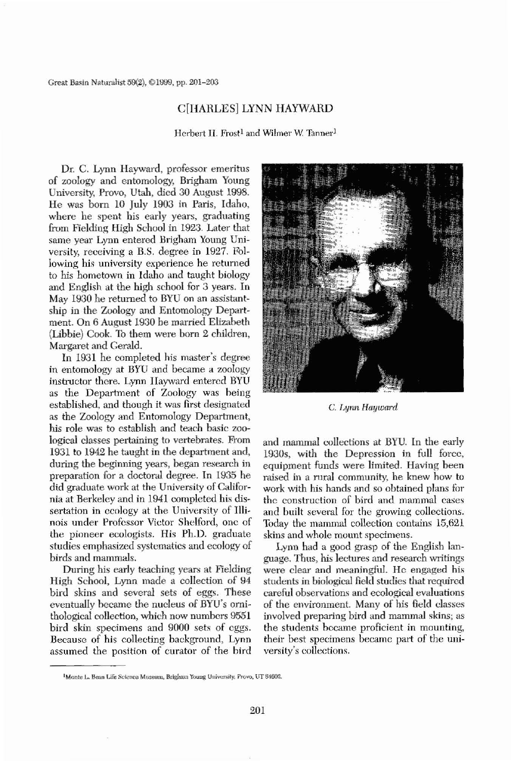# C[HARLES] LYNN HAYWARD

Herbert H. Frost[1] and Wilmer W. Tanner[1]

Dr. C. Lynn Hayward, professor emeritus of zoology and entomology, Brigham Young University, Provo, Utah, died 30 August 1998. He was born 10 July 1903 in Paris, Idaho, where he spent his early years, graduating from Fielding High School in 1923. Later that same year Lynn entered Brigham Young University, receiving a B.S. degree in 1927. Following his university experience he returned to his hometown in Idaho and taught biology and English at the high school for 3 years. In May 1930 he returned to BYU on an assistantship in the Zoology and Entomology Department. On 6 August 1930 he married Elizabeth (Libbie) Cook. To them were born 2 children, Margaret and Gerald.

In 1931 he completed his master's degree in entomology at BYU and became a zoology instructor there. Lynn Hayward entered BYU as the Department of Zoology was being established, and though it was first designated as the Zoology and Entomology Department, his role was to establish and teach basic zoological classes pertaining to vertebrates. From 1931 to 1942 he taught in the department and, during the beginning years, began research in preparation for a doctoral degree. In 1935 he did graduate work at the University of California at Berkeley and in 1941 completed his dissertation in ecology at the University of Illinois under Professor Victor Shelford, one of the pioneer ecologists. His Ph.D. graduate studies emphasized systematics and ecology of birds and mammals.

During his early teaching years at Fielding High School, Lynn made a collection of 94 bird skins and several sets of eggs. These eventually became the nucleus of BYU's ornithological collection, which now numbers 9551 bird skin specimens and 9000 sets of eggs. Because of his collecting background, Lynn assumed the position of curator of the bird and mammal collections at BYU. In the early 1930s, with the Depression in full force, equipment funds were limited. Having been raised in a rural community, he knew how to work with his hands and so obtained plans for the construction of bird and mammal cases and built several for the growing collections. Today the mammal collection contains 15,621 skins and whole mount specimens.

*C. Lynn Hayward*

Lynn had a good grasp of the English language. Thus, his lectures and research writings were clear and meaningful. He engaged his students in biological field studies that required careful observations and ecological evaluations of the environment. Many of his field classes involved preparing bird and mammal skins; as the students became proficient in mounting, their best specimens became part of the university's collections.

---

[1]Monte L. Bean Life Science Museum, Brigham Young University, Provo, UT 84602.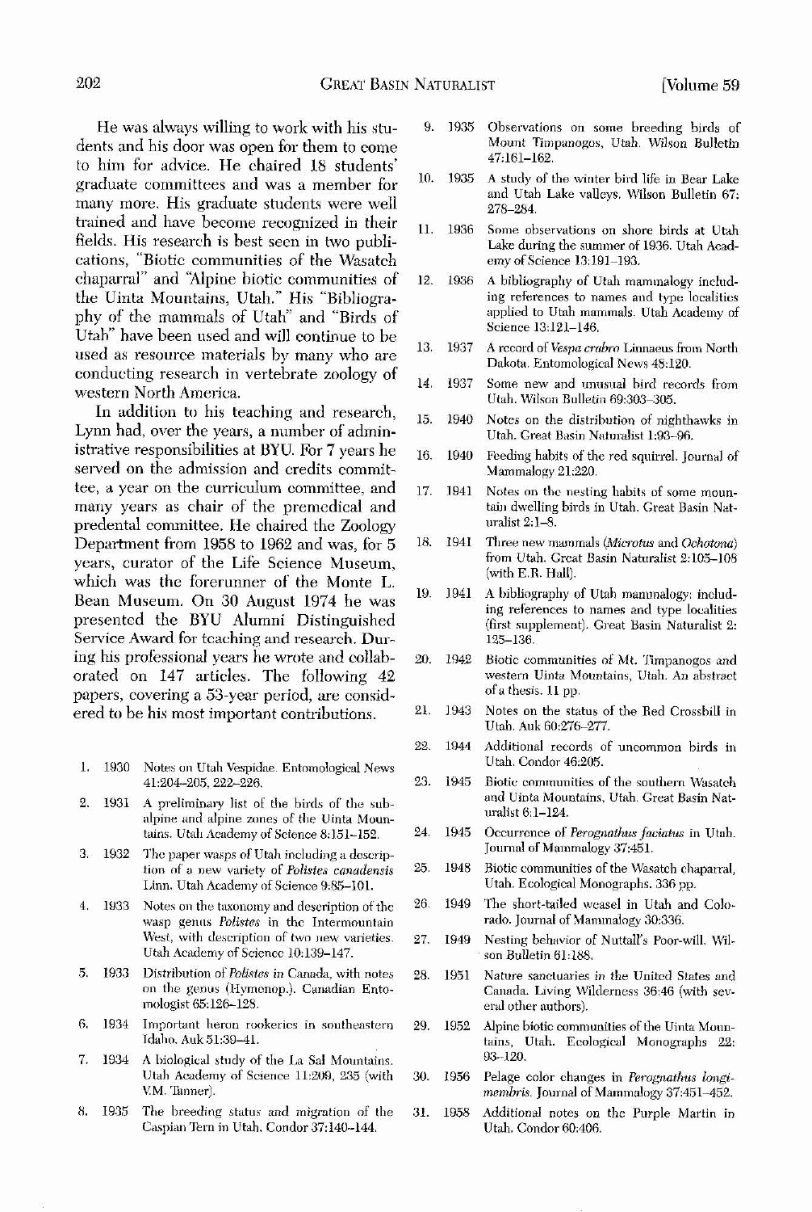He was always willing to work with his students and his door was open for them to come to him for advice. He chaired 18 students' graduate committees and was a member for many more. His graduate students were well trained and have become recognized in their fields. His research is best seen in two publications, "Biotic communities of the Wasatch chaparral" and "Alpine biotic communities of the Uinta Mountains, Utah." His "Bibliography of the mammals of Utah" and "Birds of Utah" have been used and will continue to be used as resource materials by many who are conducting research in vertebrate zoology of western North America.

In addition to his teaching and research, Lynn had, over the years, a number of administrative responsibilities at BYU. For 7 years he served on the admission and credits committee, a year on the curriculum committee, and many years as chair of the premedical and predental committee. He chaired the Zoology Department from 1958 to 1962 and was, for 5 years, curator of the Life Science Museum, which was the forerunner of the Monte L. Bean Museum. On 30 August 1974 he was presented the BYU Alumni Distinguished Service Award for teaching and research. During his professional years he wrote and collaborated on 147 articles. The following 42 papers, covering a 53-year period, are considered to be his most important contributions.

1. 1930 Notes on Utah Vespidae. Entomological News 41:204–205, 222–226.
2. 1931 A preliminary list of the birds of the subalpine and alpine zones of the Uinta Mountains. Utah Academy of Science 8:151–152.
3. 1932 The paper wasps of Utah including a description of a new variety of *Polistes canadensis* Linn. Utah Academy of Science 9:85–101.
4. 1933 Notes on the taxonomy and description of the wasp genus *Polistes* in the Intermountain West, with description of two new varieties. Utah Academy of Science 10:139–147.
5. 1933 Distribution of *Polistes* in Canada, with notes on the genus (Hymenop.). Canadian Entomologist 65:126–128.
6. 1934 Important heron rookeries in southeastern Idaho. Auk 51:39–41.
7. 1934 A biological study of the La Sal Mountains. Utah Academy of Science 11:209, 235 (with V.M. Tanner).
8. 1935 The breeding status and migration of the Caspian Tern in Utah. Condor 37:140–144.
9. 1935 Observations on some breeding birds of Mount Timpanogos, Utah. Wilson Bulletin 47:161–162.
10. 1935 A study of the winter bird life in Bear Lake and Utah Lake valleys. Wilson Bulletin 67: 278–284.
11. 1936 Some observations on shore birds at Utah Lake during the summer of 1936. Utah Academy of Science 13:191–193.
12. 1936 A bibliography of Utah mammalogy including references to names and type localities applied to Utah mammals. Utah Academy of Science 13:121–146.
13. 1937 A record of *Vespa crabro* Linnaeus from North Dakota. Entomological News 48:120.
14. 1937 Some new and unusual bird records from Utah. Wilson Bulletin 69:303–305.
15. 1940 Notes on the distribution of nighthawks in Utah. Great Basin Naturalist 1:93–96.
16. 1940 Feeding habits of the red squirrel. Journal of Mammalogy 21:220.
17. 1941 Notes on the nesting habits of some mountain dwelling birds in Utah. Great Basin Naturalist 2:1–8.
18. 1941 Three new mammals (*Microtus* and *Ochotona*) from Utah. Great Basin Naturalist 2:105–108 (with E.R. Hall).
19. 1941 A bibliography of Utah mammalogy: including references to names and type localities (first supplement). Great Basin Naturalist 2: 125–136.
20. 1942 Biotic communities of Mt. Timpanogos and western Uinta Mountains, Utah. An abstract of a thesis. 11 pp.
21. 1943 Notes on the status of the Red Crossbill in Utah. Auk 60:276–277.
22. 1944 Additional records of uncommon birds in Utah. Condor 46:205.
23. 1945 Biotic communities of the southern Wasatch and Uinta Mountains, Utah. Great Basin Naturalist 6:1–124.
24. 1945 Occurrence of *Perognathus faciatus* in Utah. Journal of Mammalogy 37:451.
25. 1948 Biotic communities of the Wasatch chaparral, Utah. Ecological Monographs. 336 pp.
26. 1949 The short-tailed weasel in Utah and Colorado. Journal of Mammalogy 30:336.
27. 1949 Nesting behavior of Nuttall's Poor-will. Wilson Bulletin 61:188.
28. 1951 Nature sanctuaries in the United States and Canada. Living Wilderness 36:46 (with several other authors).
29. 1952 Alpine biotic communities of the Uinta Mountains, Utah. Ecological Monographs 22: 93–120.
30. 1956 Pelage color changes in *Perognathus longimembris*. Journal of Mammalogy 37:451–452.
31. 1958 Additional notes on the Purple Martin in Utah. Condor 60:406.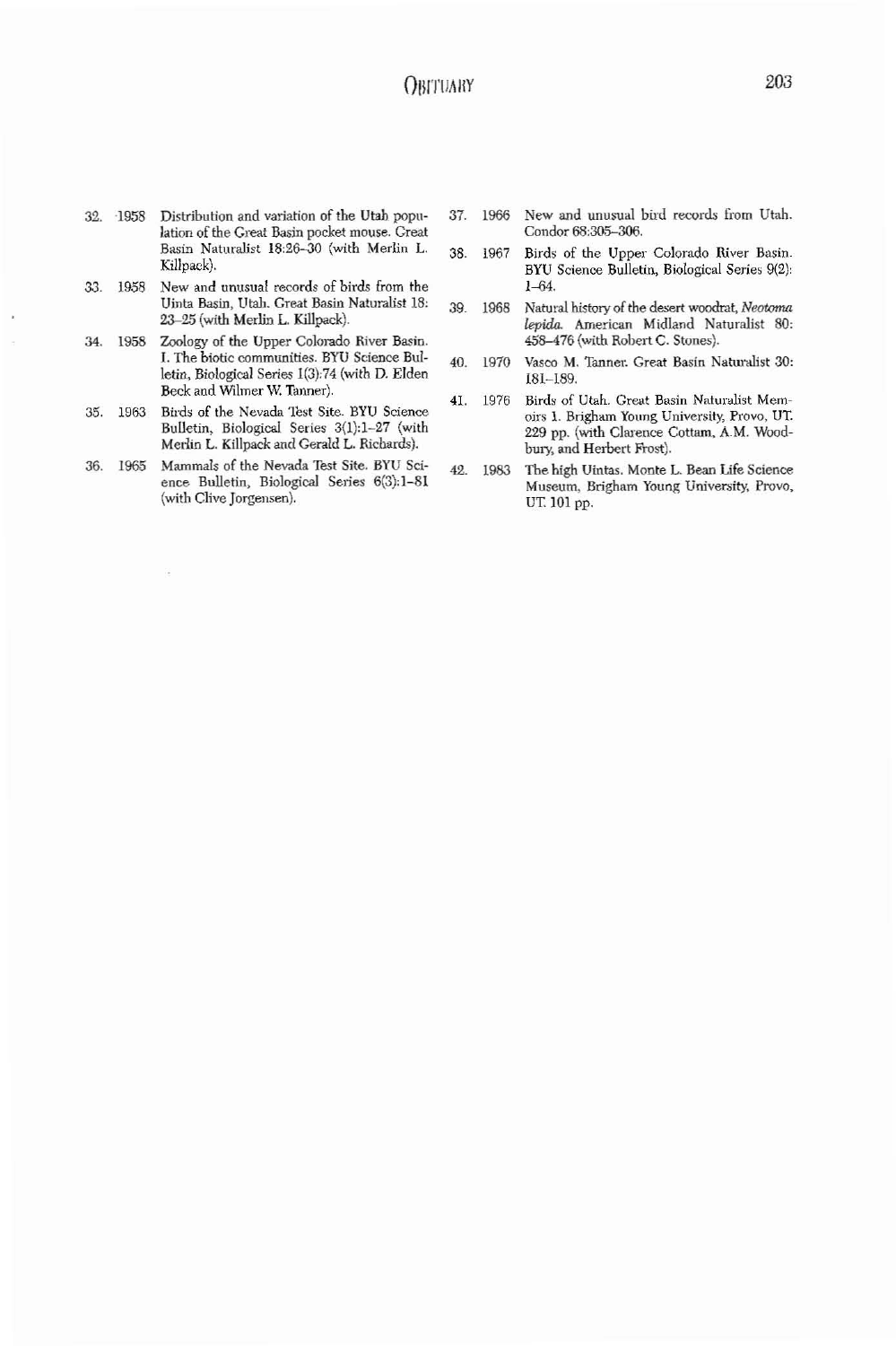32. 1958 Distribution and variation of the Utah population of the Great Basin pocket mouse. Great Basin Naturalist 18:26–30 (with Merlin L. Killpack).

33. 1958 New and unusual records of birds from the Uinta Basin, Utah. Great Basin Naturalist 18: 23–25 (with Merlin L. Killpack).

34. 1958 Zoology of the Upper Colorado River Basin. I. The biotic communities. BYU Science Bulletin, Biological Series 1(3):74 (with D. Elden Beck and Wilmer W. Tanner).

35. 1963 Birds of the Nevada Test Site. BYU Science Bulletin, Biological Series 3(1):1–27 (with Merlin L. Killpack and Gerald L. Richards).

36. 1965 Mammals of the Nevada Test Site. BYU Science Bulletin, Biological Series 6(3):1–81 (with Clive Jorgensen).

37. 1966 New and unusual bird records from Utah. Condor 68:305–306.

38. 1967 Birds of the Upper Colorado River Basin. BYU Science Bulletin, Biological Series 9(2): 1–64.

39. 1968 Natural history of the desert woodrat, *Neotoma lepida*. American Midland Naturalist 80: 458–476 (with Robert C. Stones).

40. 1970 Vasco M. Tanner. Great Basin Naturalist 30: 181–189.

41. 1976 Birds of Utah. Great Basin Naturalist Memoirs 1. Brigham Young University, Provo, UT. 229 pp. (with Clarence Cottam, A.M. Woodbury, and Herbert Frost).

42. 1983 The high Uintas. Monte L. Bean Life Science Museum, Brigham Young University, Provo, UT. 101 pp.